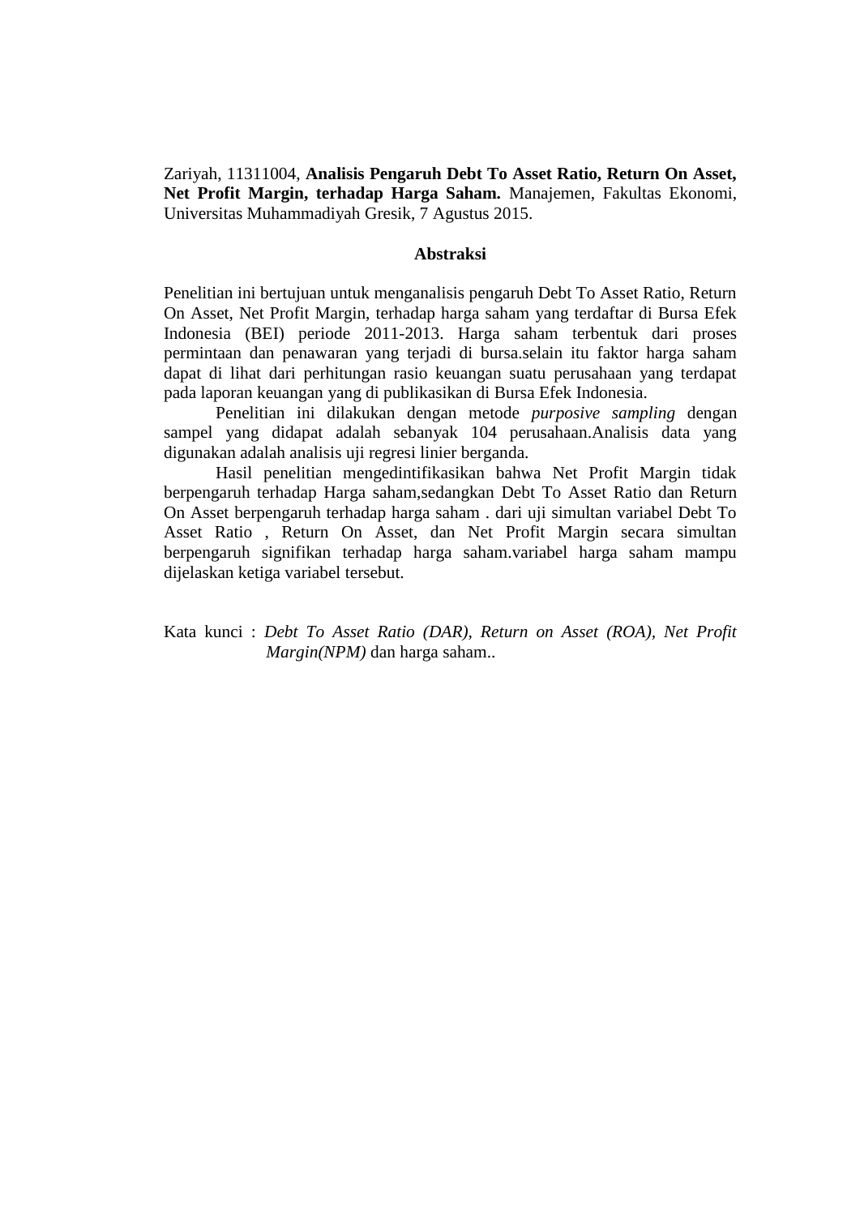Zariyah, 11311004, **Analisis Pengaruh Debt To Asset Ratio, Return On Asset, Net Profit Margin, terhadap Harga Saham.** Manajemen, Fakultas Ekonomi, Universitas Muhammadiyah Gresik, 7 Agustus 2015.

## Abstraksi

Penelitian ini bertujuan untuk menganalisis pengaruh Debt To Asset Ratio, Return On Asset, Net Profit Margin, terhadap harga saham yang terdaftar di Bursa Efek Indonesia (BEI) periode 2011-2013. Harga saham terbentuk dari proses permintaan dan penawaran yang terjadi di bursa.selain itu faktor harga saham dapat di lihat dari perhitungan rasio keuangan suatu perusahaan yang terdapat pada laporan keuangan yang di publikasikan di Bursa Efek Indonesia.

Penelitian ini dilakukan dengan metode *purposive sampling* dengan sampel yang didapat adalah sebanyak 104 perusahaan.Analisis data yang digunakan adalah analisis uji regresi linier berganda.

Hasil penelitian mengedintifikasikan bahwa Net Profit Margin tidak berpengaruh terhadap Harga saham,sedangkan Debt To Asset Ratio dan Return On Asset berpengaruh terhadap harga saham . dari uji simultan variabel Debt To Asset Ratio , Return On Asset, dan Net Profit Margin secara simultan berpengaruh signifikan terhadap harga saham.variabel harga saham mampu dijelaskan ketiga variabel tersebut.

Kata kunci : *Debt To Asset Ratio (DAR), Return on Asset (ROA), Net Profit Margin(NPM)* dan harga saham..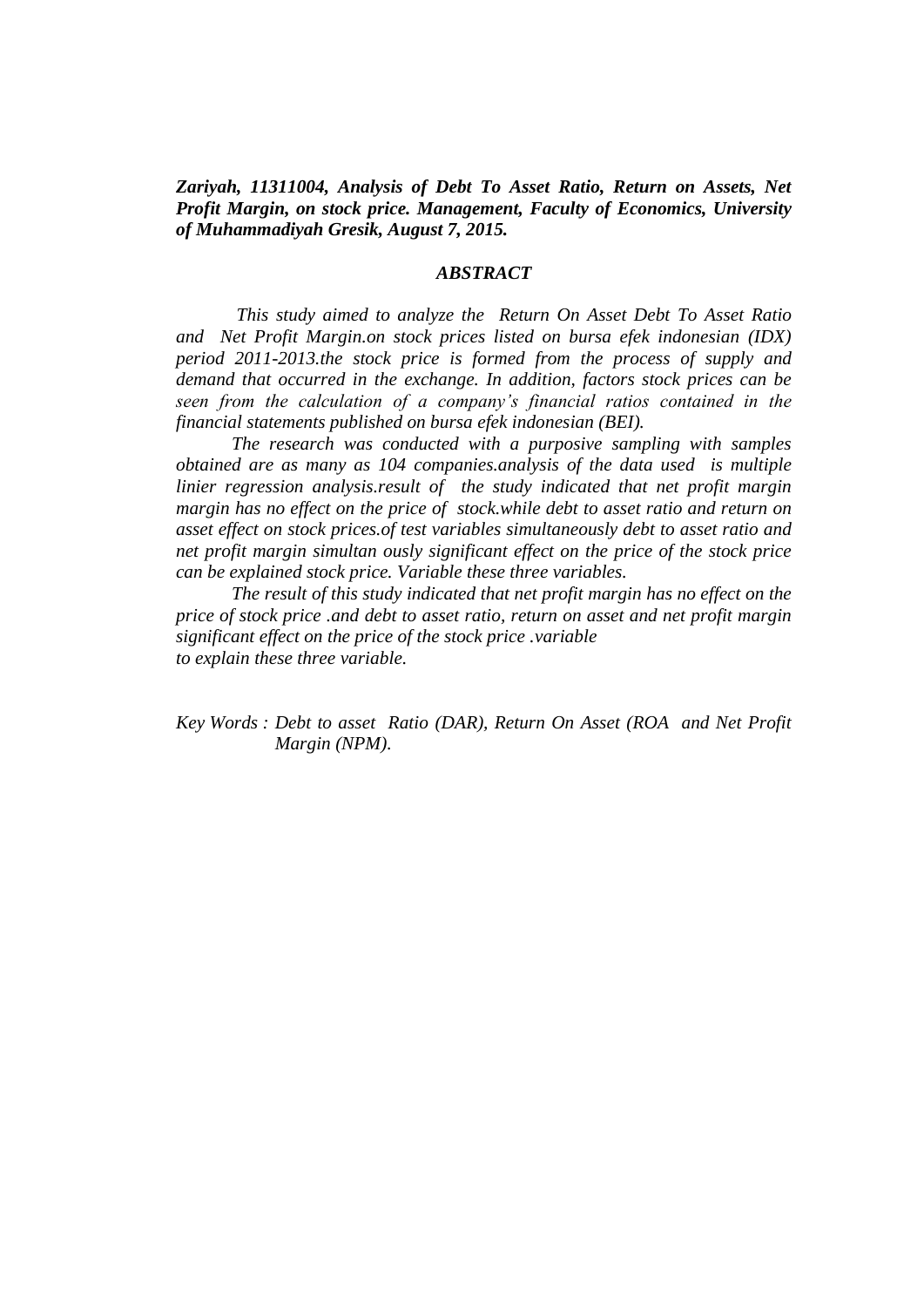***Zariyah, 11311004, Analysis of Debt To Asset Ratio, Return on Assets, Net Profit Margin, on stock price. Management, Faculty of Economics, University of Muhammadiyah Gresik, August 7, 2015.***

## ***ABSTRACT***

*This study aimed to analyze the Return On Asset Debt To Asset Ratio and Net Profit Margin.on stock prices listed on bursa efek indonesian (IDX) period 2011-2013.the stock price is formed from the process of supply and demand that occurred in the exchange. In addition, factors stock prices can be seen from the calculation of a company's financial ratios contained in the financial statements published on bursa efek indonesian (BEI).*

*The research was conducted with a purposive sampling with samples obtained are as many as 104 companies.analysis of the data used is multiple linier regression analysis.result of the study indicated that net profit margin margin has no effect on the price of stock.while debt to asset ratio and return on asset effect on stock prices.of test variables simultaneously debt to asset ratio and net profit margin simultan ously significant effect on the price of the stock price can be explained stock price. Variable these three variables.*

*The result of this study indicated that net profit margin has no effect on the price of stock price .and debt to asset ratio, return on asset and net profit margin significant effect on the price of the stock price .variable to explain these three variable.*

*Key Words : Debt to asset Ratio (DAR), Return On Asset (ROA and Net Profit Margin (NPM).*